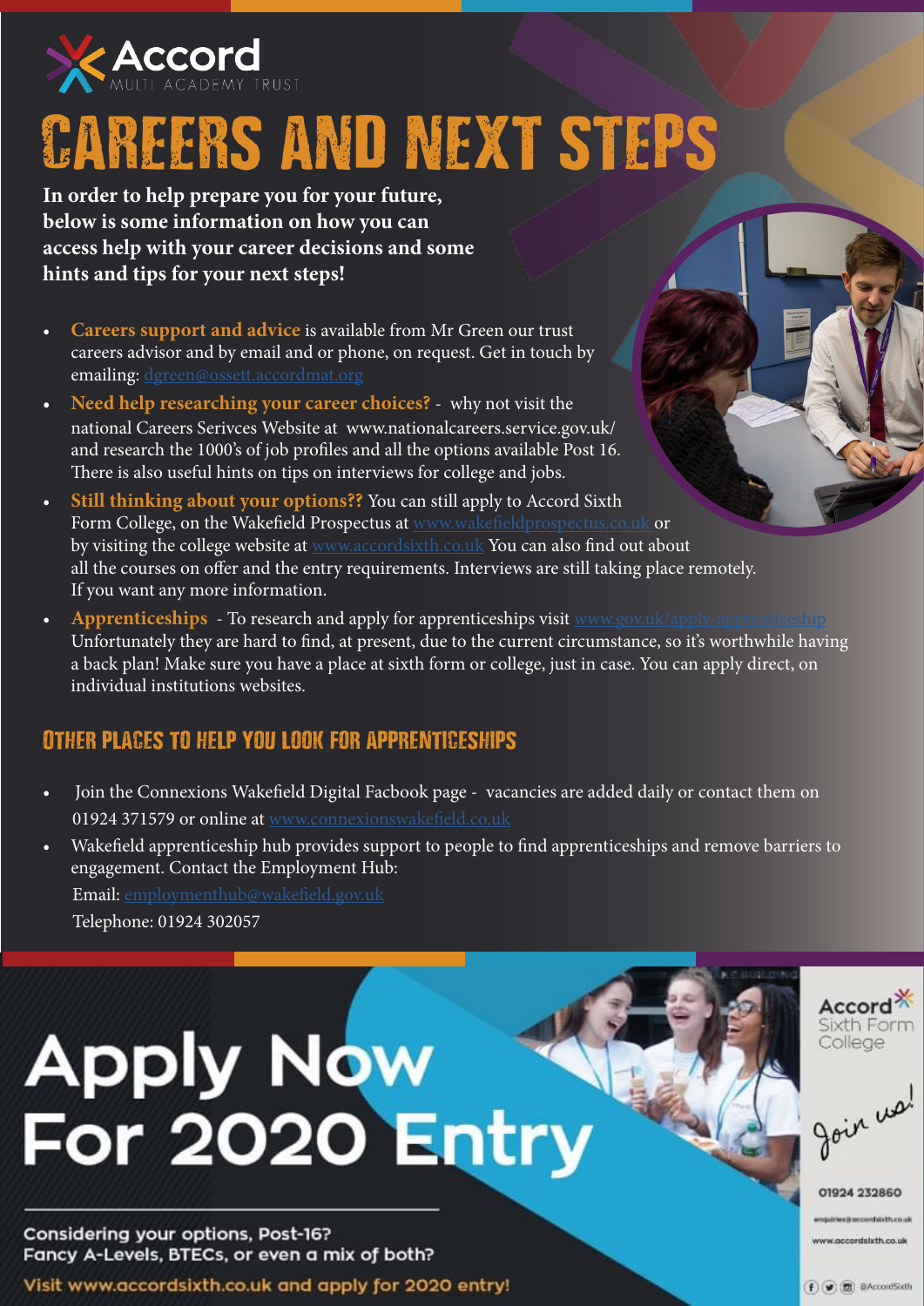Accord
MULTI ACADEMY TRUST

# CAREERS AND NEXT STEPS

**In order to help prepare you for your future, below is some information on how you can access help with your career decisions and some hints and tips for your next steps!**

- **Careers support and advice** is available from Mr Green our trust careers advisor and by email and or phone, on request. Get in touch by emailing: dgreen@ossett.accordmat.org
- **Need help researching your career choices?** - why not visit the national Careers Serivces Website at www.nationalcareers.service.gov.uk/ and research the 1000's of job profiles and all the options available Post 16. There is also useful hints on tips on interviews for college and jobs.
- **Still thinking about your options??** You can still apply to Accord Sixth Form College, on the Wakefield Prospectus at www.wakefieldprospectus.co.uk or by visiting the college website at www.accordsixth.co.uk You can also find out about all the courses on offer and the entry requirements. Interviews are still taking place remotely. If you want any more information.
- **Apprenticeships** - To research and apply for apprenticeships visit www.gov.uk/apply-apprenticeship Unfortunately they are hard to find, at present, due to the current circumstance, so it's worthwhile having a back plan! Make sure you have a place at sixth form or college, just in case. You can apply direct, on individual institutions websites.

## OTHER PLACES TO HELP YOU LOOK FOR APPRENTICESHIPS

- Join the Connexions Wakefield Digital Facbook page - vacancies are added daily or contact them on 01924 371579 or online at www.connexionswakefield.co.uk
- Wakefield apprenticeship hub provides support to people to find apprenticeships and remove barriers to engagement. Contact the Employment Hub:

  Email: employmenthub@wakefield.gov.uk

  Telephone: 01924 302057

# Apply Now For 2020 Entry

Considering your options, Post-16?
Fancy A-Levels, BTECs, or even a mix of both?

Visit www.accordsixth.co.uk and apply for 2020 entry!

Accord Sixth Form College

Join us!

01924 232860

enquiries@accordsixth.co.uk

www.accordsixth.co.uk

@AccordSixth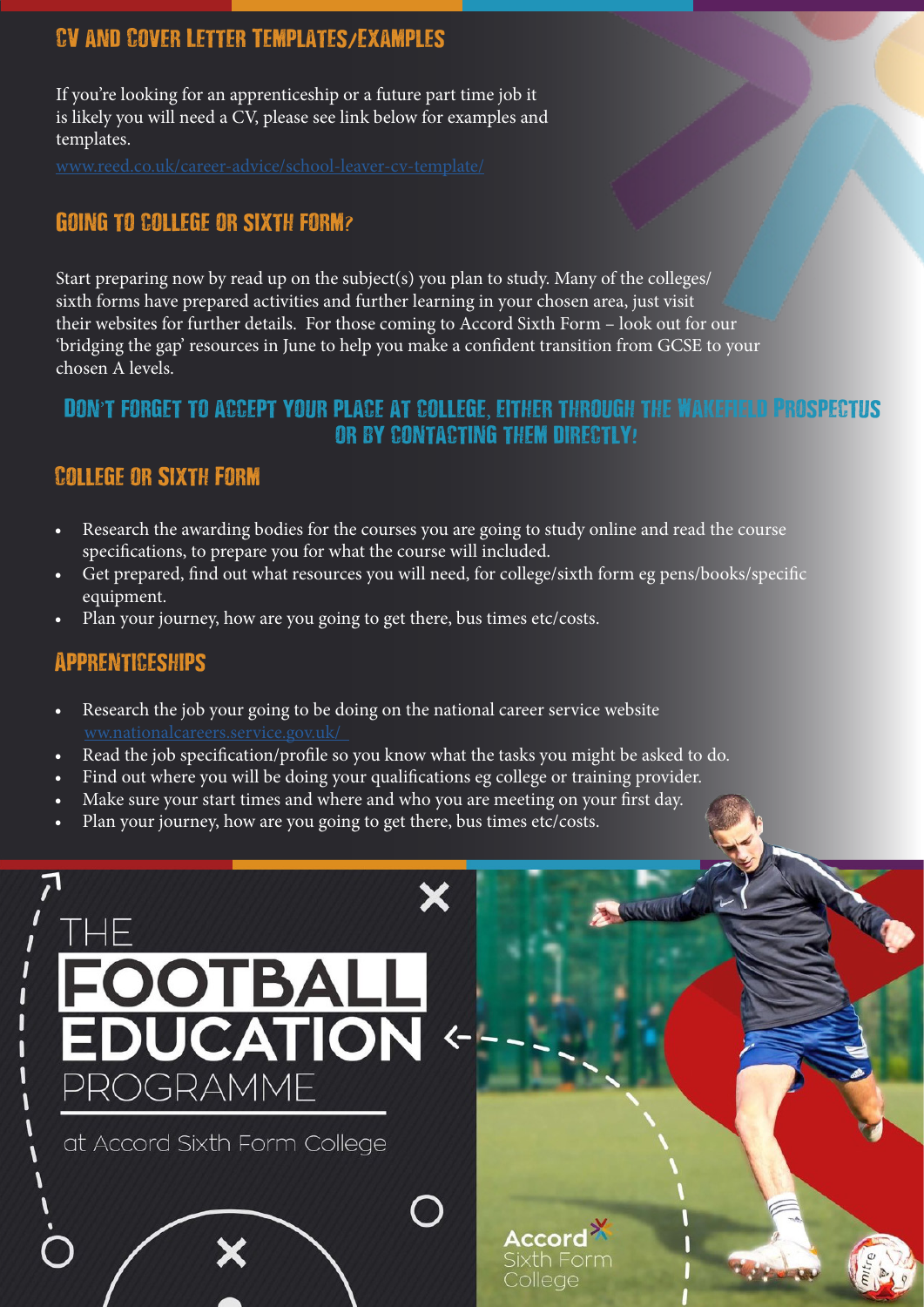## CV and Cover Letter Templates/Examples

If you're looking for an apprenticeship or a future part time job it is likely you will need a CV, please see link below for examples and templates.

www.reed.co.uk/career-advice/school-leaver-cv-template/

## Going to College or Sixth Form?

Start preparing now by read up on the subject(s) you plan to study. Many of the colleges/ sixth forms have prepared activities and further learning in your chosen area, just visit their websites for further details. For those coming to Accord Sixth Form – look out for our 'bridging the gap' resources in June to help you make a confident transition from GCSE to your chosen A levels.

**Don't forget to accept your place at college, either through the Wakefield Prospectus or by contacting them directly!**

## College or Sixth Form

- Research the awarding bodies for the courses you are going to study online and read the course specifications, to prepare you for what the course will included.
- Get prepared, find out what resources you will need, for college/sixth form eg pens/books/specific equipment.
- Plan your journey, how are you going to get there, bus times etc/costs.

## Apprenticeships

- Research the job your going to be doing on the national career service website ww.nationalcareers.service.gov.uk/
- Read the job specification/profile so you know what the tasks you might be asked to do.
- Find out where you will be doing your qualifications eg college or training provider.
- Make sure your start times and where and who you are meeting on your first day.
- Plan your journey, how are you going to get there, bus times etc/costs.

# The Football Education Programme

at Accord Sixth Form College

Accord Sixth Form College